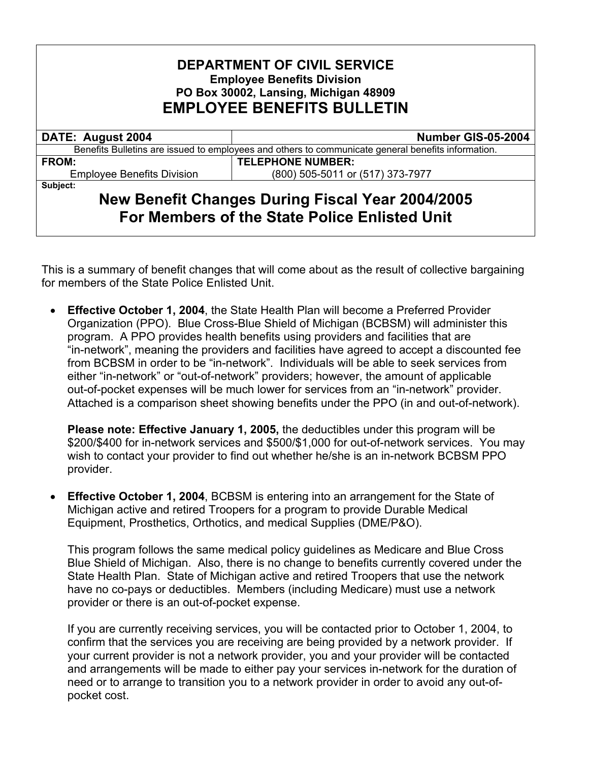# DEPARTMENT OF CIVIL SERVICE

**Employee Benefits Division**
**PO Box 30002, Lansing, Michigan 48909**

# EMPLOYEE BENEFITS BULLETIN

| DATE: August 2004 | Number GIS-05-2004 |
|---|---|
| Benefits Bulletins are issued to employees and others to communicate general benefits information. | |
| **FROM:** Employee Benefits Division | **TELEPHONE NUMBER:** (800) 505-5011 or (517) 373-7977 |

**Subject:**

## New Benefit Changes During Fiscal Year 2004/2005 For Members of the State Police Enlisted Unit

This is a summary of benefit changes that will come about as the result of collective bargaining for members of the State Police Enlisted Unit.

- **Effective October 1, 2004**, the State Health Plan will become a Preferred Provider Organization (PPO). Blue Cross-Blue Shield of Michigan (BCBSM) will administer this program. A PPO provides health benefits using providers and facilities that are "in-network", meaning the providers and facilities have agreed to accept a discounted fee from BCBSM in order to be "in-network". Individuals will be able to seek services from either "in-network" or "out-of-network" providers; however, the amount of applicable out-of-pocket expenses will be much lower for services from an "in-network" provider. Attached is a comparison sheet showing benefits under the PPO (in and out-of-network).

  **Please note: Effective January 1, 2005,** the deductibles under this program will be $200/$400 for in-network services and $500/$1,000 for out-of-network services. You may wish to contact your provider to find out whether he/she is an in-network BCBSM PPO provider.

- **Effective October 1, 2004**, BCBSM is entering into an arrangement for the State of Michigan active and retired Troopers for a program to provide Durable Medical Equipment, Prosthetics, Orthotics, and medical Supplies (DME/P&O).

  This program follows the same medical policy guidelines as Medicare and Blue Cross Blue Shield of Michigan. Also, there is no change to benefits currently covered under the State Health Plan. State of Michigan active and retired Troopers that use the network have no co-pays or deductibles. Members (including Medicare) must use a network provider or there is an out-of-pocket expense.

  If you are currently receiving services, you will be contacted prior to October 1, 2004, to confirm that the services you are receiving are being provided by a network provider. If your current provider is not a network provider, you and your provider will be contacted and arrangements will be made to either pay your services in-network for the duration of need or to arrange to transition you to a network provider in order to avoid any out-of-pocket cost.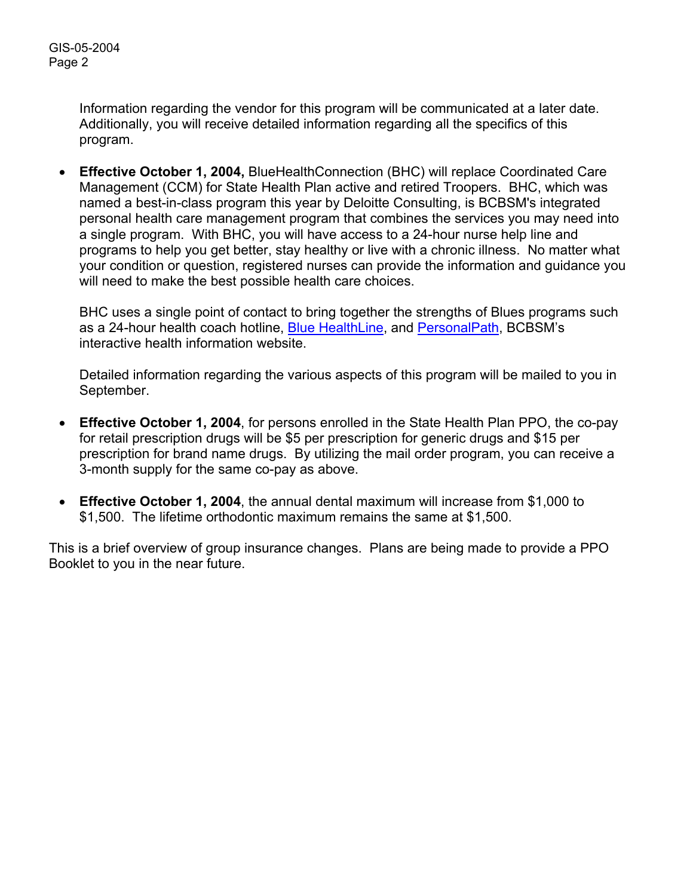Information regarding the vendor for this program will be communicated at a later date. Additionally, you will receive detailed information regarding all the specifics of this program.

- **Effective October 1, 2004,** BlueHealthConnection (BHC) will replace Coordinated Care Management (CCM) for State Health Plan active and retired Troopers. BHC, which was named a best-in-class program this year by Deloitte Consulting, is BCBSM's integrated personal health care management program that combines the services you may need into a single program. With BHC, you will have access to a 24-hour nurse help line and programs to help you get better, stay healthy or live with a chronic illness. No matter what your condition or question, registered nurses can provide the information and guidance you will need to make the best possible health care choices.

  BHC uses a single point of contact to bring together the strengths of Blues programs such as a 24-hour health coach hotline, Blue HealthLine, and PersonalPath, BCBSM's interactive health information website.

  Detailed information regarding the various aspects of this program will be mailed to you in September.

- **Effective October 1, 2004**, for persons enrolled in the State Health Plan PPO, the co-pay for retail prescription drugs will be $5 per prescription for generic drugs and $15 per prescription for brand name drugs. By utilizing the mail order program, you can receive a 3-month supply for the same co-pay as above.

- **Effective October 1, 2004**, the annual dental maximum will increase from $1,000 to $1,500. The lifetime orthodontic maximum remains the same at $1,500.

This is a brief overview of group insurance changes. Plans are being made to provide a PPO Booklet to you in the near future.